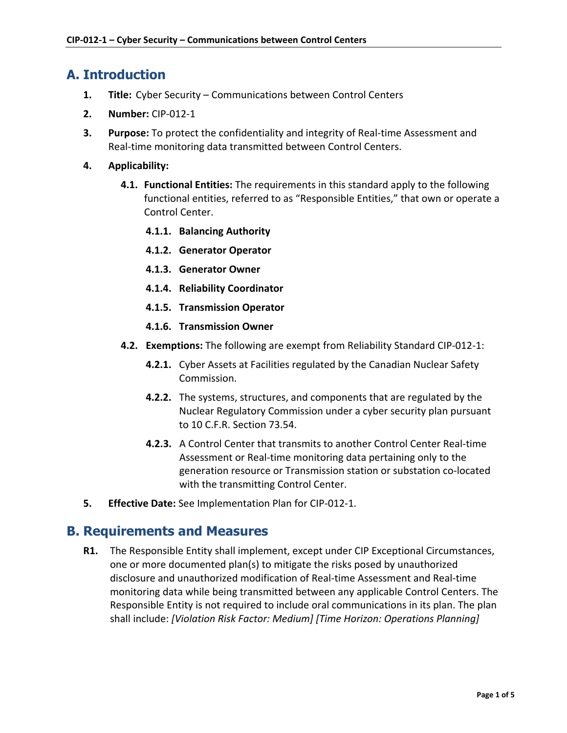## A. Introduction

1. **Title:** Cyber Security – Communications between Control Centers

2. **Number:** CIP-012-1

3. **Purpose:** To protect the confidentiality and integrity of Real-time Assessment and Real-time monitoring data transmitted between Control Centers.

4. **Applicability:**

   **4.1. Functional Entities:** The requirements in this standard apply to the following functional entities, referred to as "Responsible Entities," that own or operate a Control Center.

   **4.1.1. Balancing Authority**

   **4.1.2. Generator Operator**

   **4.1.3. Generator Owner**

   **4.1.4. Reliability Coordinator**

   **4.1.5. Transmission Operator**

   **4.1.6. Transmission Owner**

   **4.2. Exemptions:** The following are exempt from Reliability Standard CIP-012-1:

   **4.2.1.** Cyber Assets at Facilities regulated by the Canadian Nuclear Safety Commission.

   **4.2.2.** The systems, structures, and components that are regulated by the Nuclear Regulatory Commission under a cyber security plan pursuant to 10 C.F.R. Section 73.54.

   **4.2.3.** A Control Center that transmits to another Control Center Real-time Assessment or Real-time monitoring data pertaining only to the generation resource or Transmission station or substation co-located with the transmitting Control Center.

5. **Effective Date:** See Implementation Plan for CIP-012-1.

## B. Requirements and Measures

**R1.** The Responsible Entity shall implement, except under CIP Exceptional Circumstances, one or more documented plan(s) to mitigate the risks posed by unauthorized disclosure and unauthorized modification of Real-time Assessment and Real-time monitoring data while being transmitted between any applicable Control Centers. The Responsible Entity is not required to include oral communications in its plan. The plan shall include: *[Violation Risk Factor: Medium] [Time Horizon: Operations Planning]*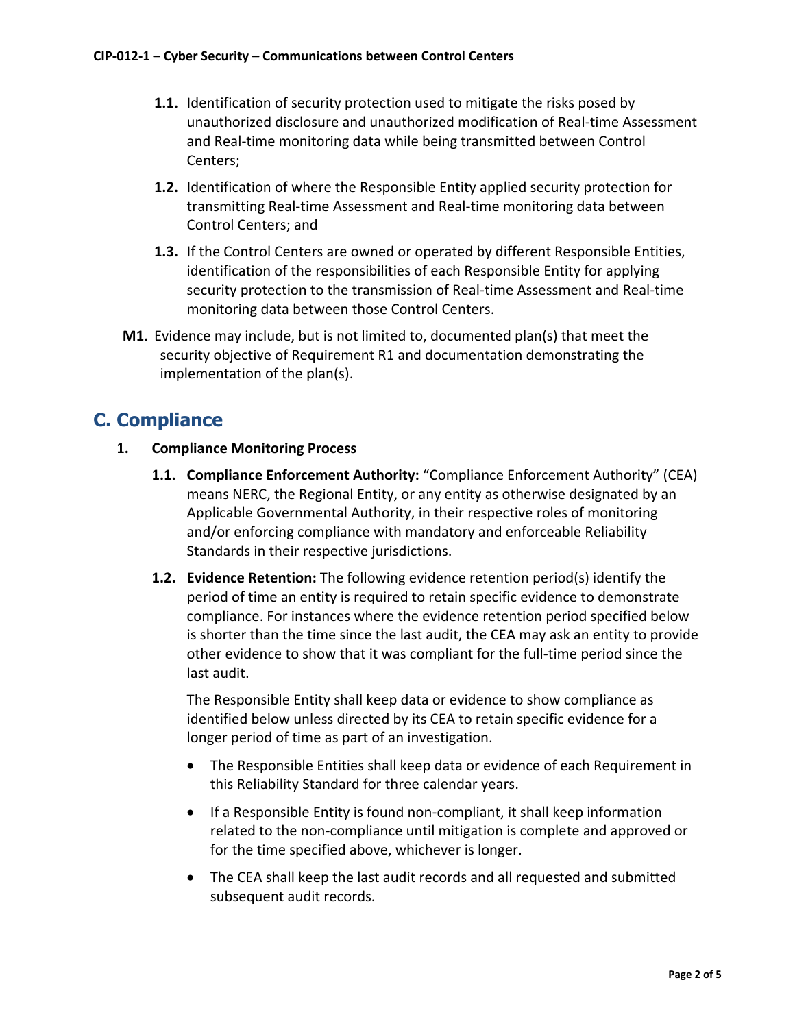**1.1.** Identification of security protection used to mitigate the risks posed by unauthorized disclosure and unauthorized modification of Real-time Assessment and Real-time monitoring data while being transmitted between Control Centers;

**1.2.** Identification of where the Responsible Entity applied security protection for transmitting Real-time Assessment and Real-time monitoring data between Control Centers; and

**1.3.** If the Control Centers are owned or operated by different Responsible Entities, identification of the responsibilities of each Responsible Entity for applying security protection to the transmission of Real-time Assessment and Real-time monitoring data between those Control Centers.

**M1.** Evidence may include, but is not limited to, documented plan(s) that meet the security objective of Requirement R1 and documentation demonstrating the implementation of the plan(s).

## C. Compliance

**1. Compliance Monitoring Process**

**1.1. Compliance Enforcement Authority:** "Compliance Enforcement Authority" (CEA) means NERC, the Regional Entity, or any entity as otherwise designated by an Applicable Governmental Authority, in their respective roles of monitoring and/or enforcing compliance with mandatory and enforceable Reliability Standards in their respective jurisdictions.

**1.2. Evidence Retention:** The following evidence retention period(s) identify the period of time an entity is required to retain specific evidence to demonstrate compliance. For instances where the evidence retention period specified below is shorter than the time since the last audit, the CEA may ask an entity to provide other evidence to show that it was compliant for the full-time period since the last audit.

The Responsible Entity shall keep data or evidence to show compliance as identified below unless directed by its CEA to retain specific evidence for a longer period of time as part of an investigation.

- The Responsible Entities shall keep data or evidence of each Requirement in this Reliability Standard for three calendar years.
- If a Responsible Entity is found non-compliant, it shall keep information related to the non-compliance until mitigation is complete and approved or for the time specified above, whichever is longer.
- The CEA shall keep the last audit records and all requested and submitted subsequent audit records.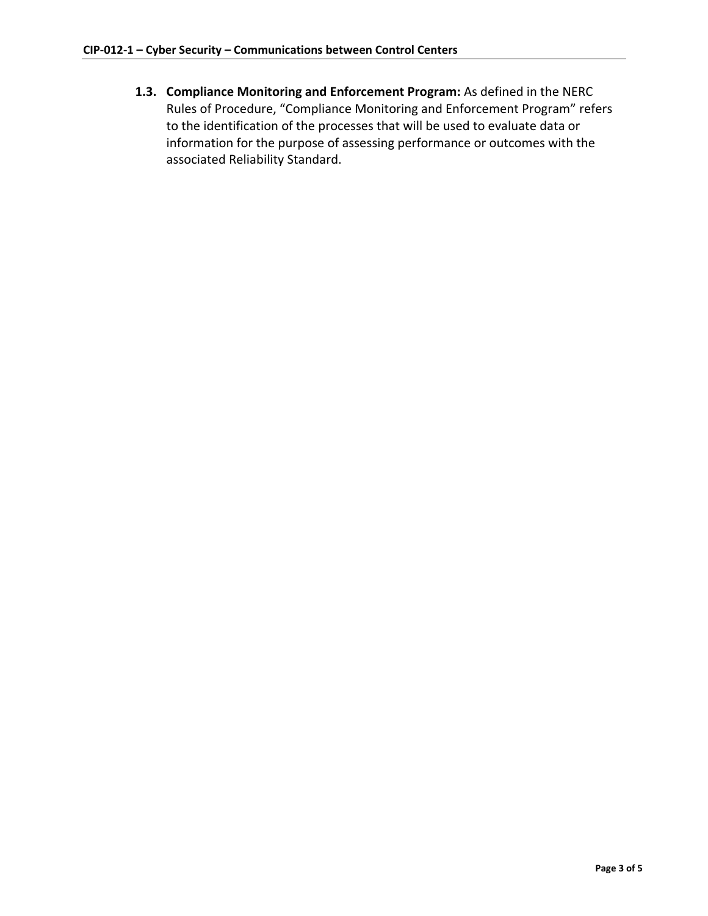**1.3. Compliance Monitoring and Enforcement Program:** As defined in the NERC Rules of Procedure, “Compliance Monitoring and Enforcement Program” refers to the identification of the processes that will be used to evaluate data or information for the purpose of assessing performance or outcomes with the associated Reliability Standard.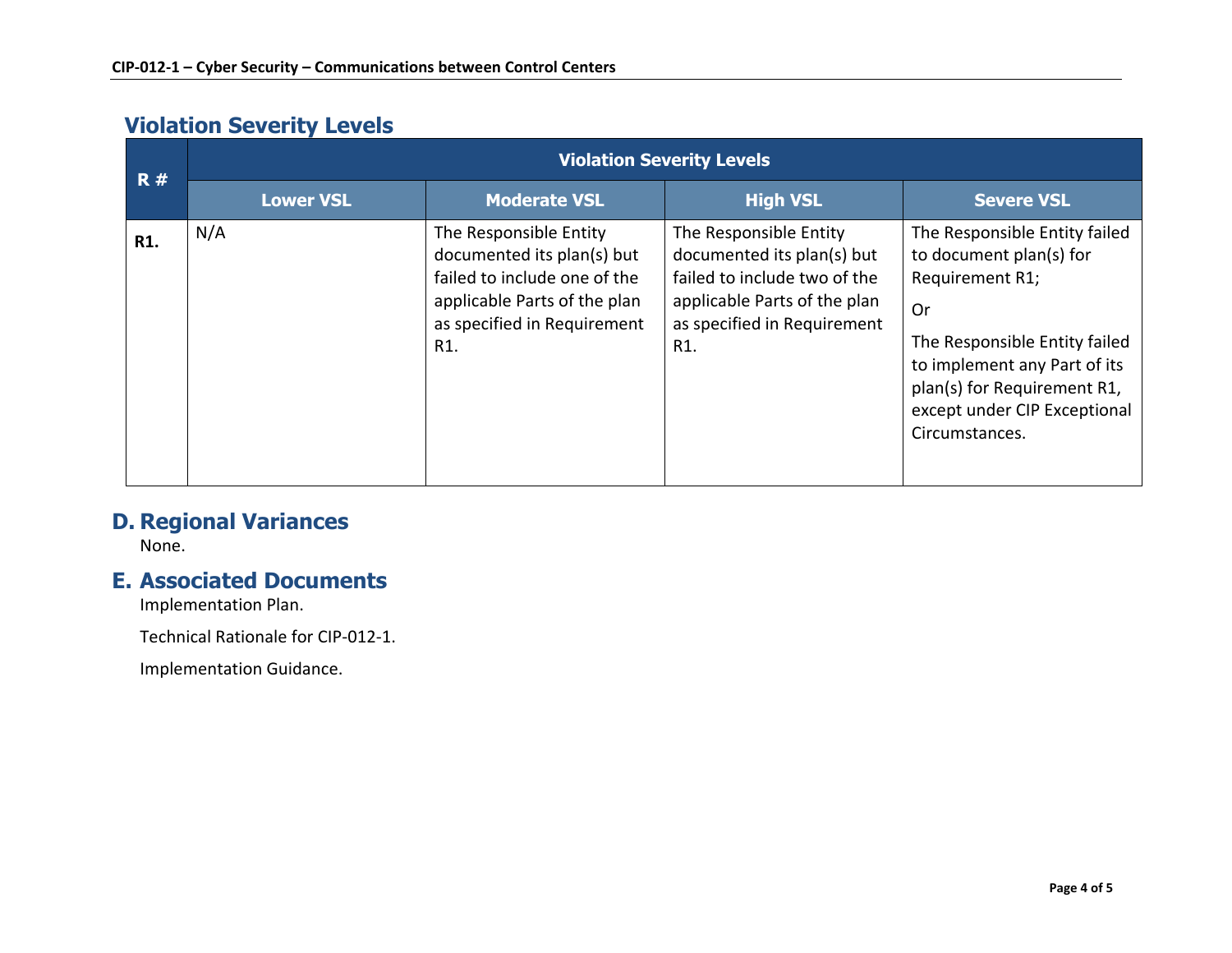## Violation Severity Levels

| R # | Violation Severity Levels | | | |
|---|---|---|---|---|
| | **Lower VSL** | **Moderate VSL** | **High VSL** | **Severe VSL** |
| **R1.** | N/A | The Responsible Entity documented its plan(s) but failed to include one of the applicable Parts of the plan as specified in Requirement R1. | The Responsible Entity documented its plan(s) but failed to include two of the applicable Parts of the plan as specified in Requirement R1. | The Responsible Entity failed to document plan(s) for Requirement R1;<br><br>Or<br><br>The Responsible Entity failed to implement any Part of its plan(s) for Requirement R1, except under CIP Exceptional Circumstances. |

# D. Regional Variances

None.

# E. Associated Documents

Implementation Plan.

Technical Rationale for CIP-012-1.

Implementation Guidance.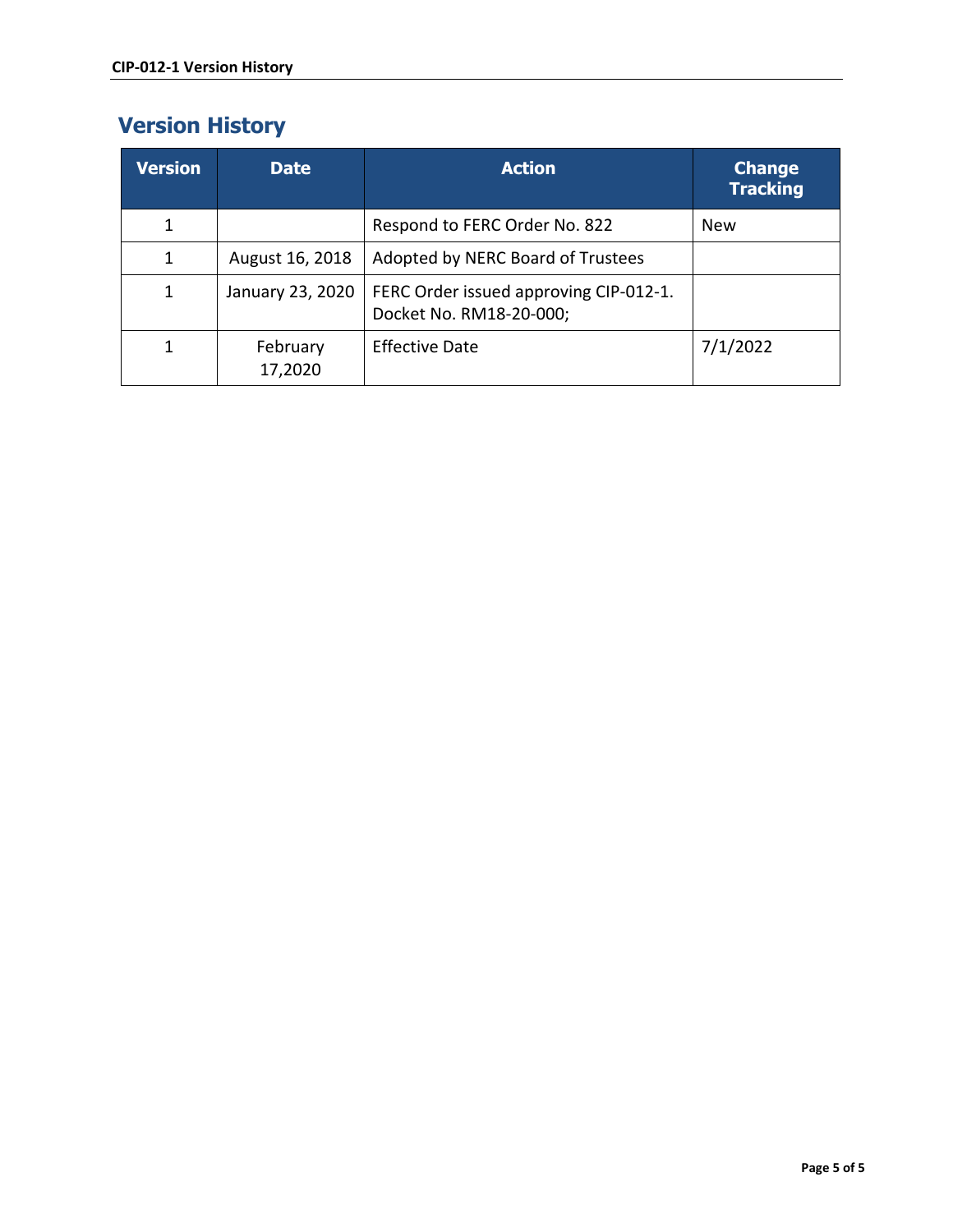## Version History

| Version | Date | Action | Change Tracking |
|---|---|---|---|
| 1 | | Respond to FERC Order No. 822 | New |
| 1 | August 16, 2018 | Adopted by NERC Board of Trustees | |
| 1 | January 23, 2020 | FERC Order issued approving CIP-012-1. Docket No. RM18-20-000; | |
| 1 | February 17,2020 | Effective Date | 7/1/2022 |